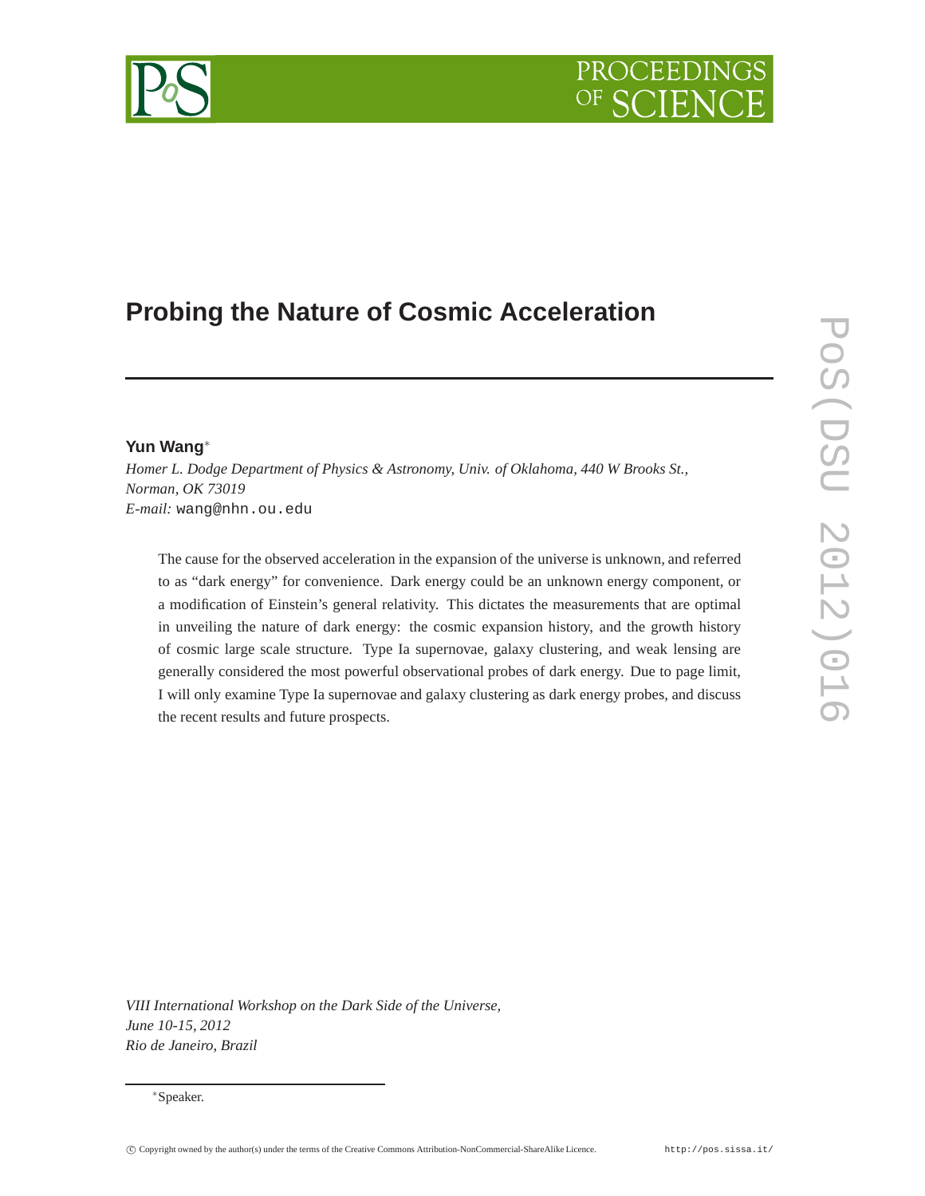# Probing the Nature of Cosmic Acceleration

**Yun Wang**[*]

*Homer L. Dodge Department of Physics & Astronomy, Univ. of Oklahoma, 440 W Brooks St., Norman, OK 73019*

*E-mail:* wang@nhn.ou.edu

The cause for the observed acceleration in the expansion of the universe is unknown, and referred to as "dark energy" for convenience. Dark energy could be an unknown energy component, or a modification of Einstein's general relativity. This dictates the measurements that are optimal in unveiling the nature of dark energy: the cosmic expansion history, and the growth history of cosmic large scale structure. Type Ia supernovae, galaxy clustering, and weak lensing are generally considered the most powerful observational probes of dark energy. Due to page limit, I will only examine Type Ia supernovae and galaxy clustering as dark energy probes, and discuss the recent results and future prospects.

*VIII International Workshop on the Dark Side of the Universe,*
*June 10-15, 2012*
*Rio de Janeiro, Brazil*

[*]Speaker.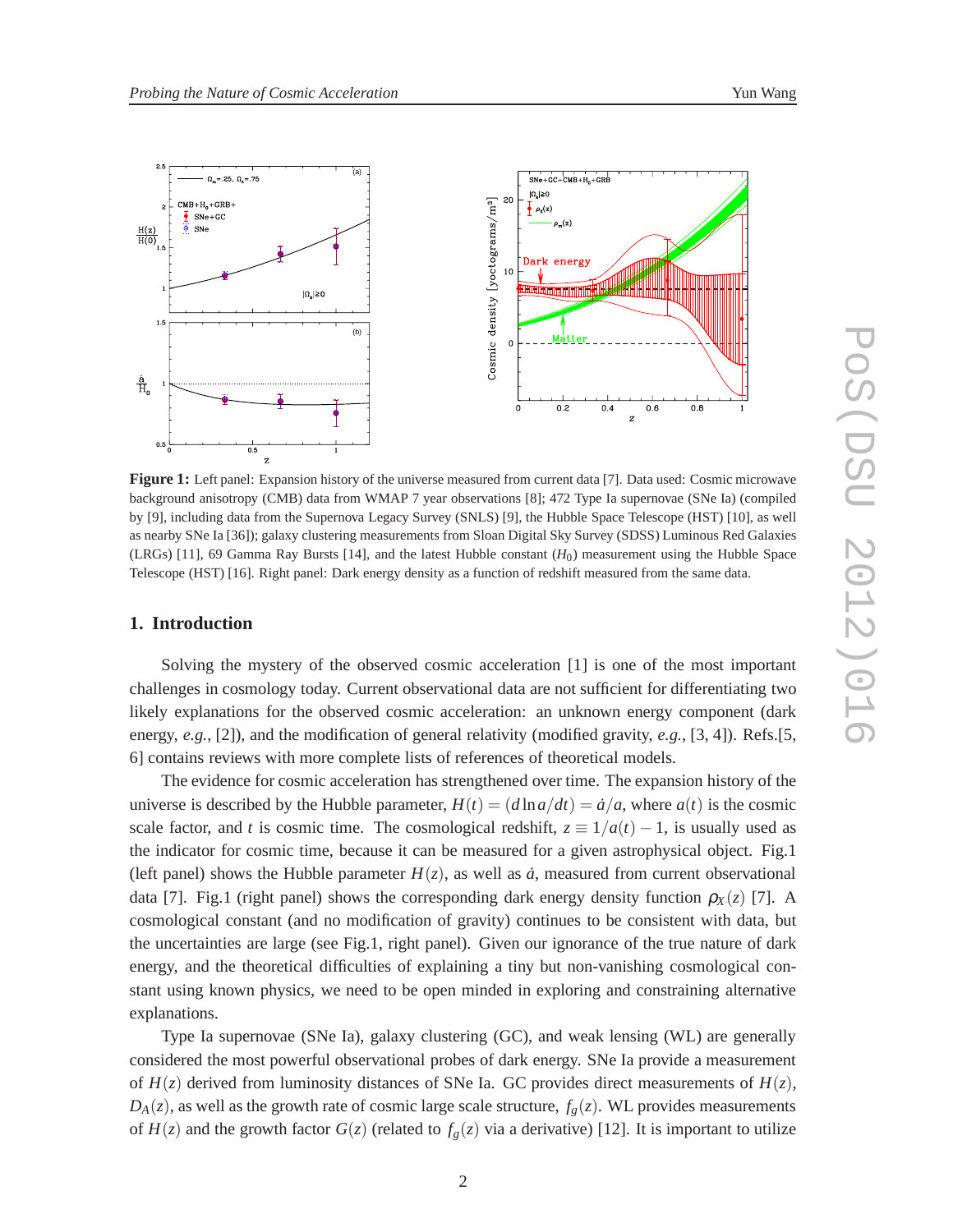**Figure 1:** Left panel: Expansion history of the universe measured from current data [7]. Data used: Cosmic microwave background anisotropy (CMB) data from WMAP 7 year observations [8]; 472 Type Ia supernovae (SNe Ia) (compiled by [9], including data from the Supernova Legacy Survey (SNLS) [9], the Hubble Space Telescope (HST) [10], as well as nearby SNe Ia [36]); galaxy clustering measurements from Sloan Digital Sky Survey (SDSS) Luminous Red Galaxies (LRGs) [11], 69 Gamma Ray Bursts [14], and the latest Hubble constant ($H_0$) measurement using the Hubble Space Telescope (HST) [16]. Right panel: Dark energy density as a function of redshift measured from the same data.

## 1. Introduction

Solving the mystery of the observed cosmic acceleration [1] is one of the most important challenges in cosmology today. Current observational data are not sufficient for differentiating two likely explanations for the observed cosmic acceleration: an unknown energy component (dark energy, *e.g.*, [2]), and the modification of general relativity (modified gravity, *e.g.*, [3, 4]). Refs.[5, 6] contains reviews with more complete lists of references of theoretical models.

The evidence for cosmic acceleration has strengthened over time. The expansion history of the universe is described by the Hubble parameter, $H(t) = (d\ln a/dt) = \dot{a}/a$, where $a(t)$ is the cosmic scale factor, and $t$ is cosmic time. The cosmological redshift, $z \equiv 1/a(t) - 1$, is usually used as the indicator for cosmic time, because it can be measured for a given astrophysical object. Fig.1 (left panel) shows the Hubble parameter $H(z)$, as well as $\dot{a}$, measured from current observational data [7]. Fig.1 (right panel) shows the corresponding dark energy density function $\rho_X(z)$ [7]. A cosmological constant (and no modification of gravity) continues to be consistent with data, but the uncertainties are large (see Fig.1, right panel). Given our ignorance of the true nature of dark energy, and the theoretical difficulties of explaining a tiny but non-vanishing cosmological constant using known physics, we need to be open minded in exploring and constraining alternative explanations.

Type Ia supernovae (SNe Ia), galaxy clustering (GC), and weak lensing (WL) are generally considered the most powerful observational probes of dark energy. SNe Ia provide a measurement of $H(z)$ derived from luminosity distances of SNe Ia. GC provides direct measurements of $H(z)$, $D_A(z)$, as well as the growth rate of cosmic large scale structure, $f_g(z)$. WL provides measurements of $H(z)$ and the growth factor $G(z)$ (related to $f_g(z)$ via a derivative) [12]. It is important to utilize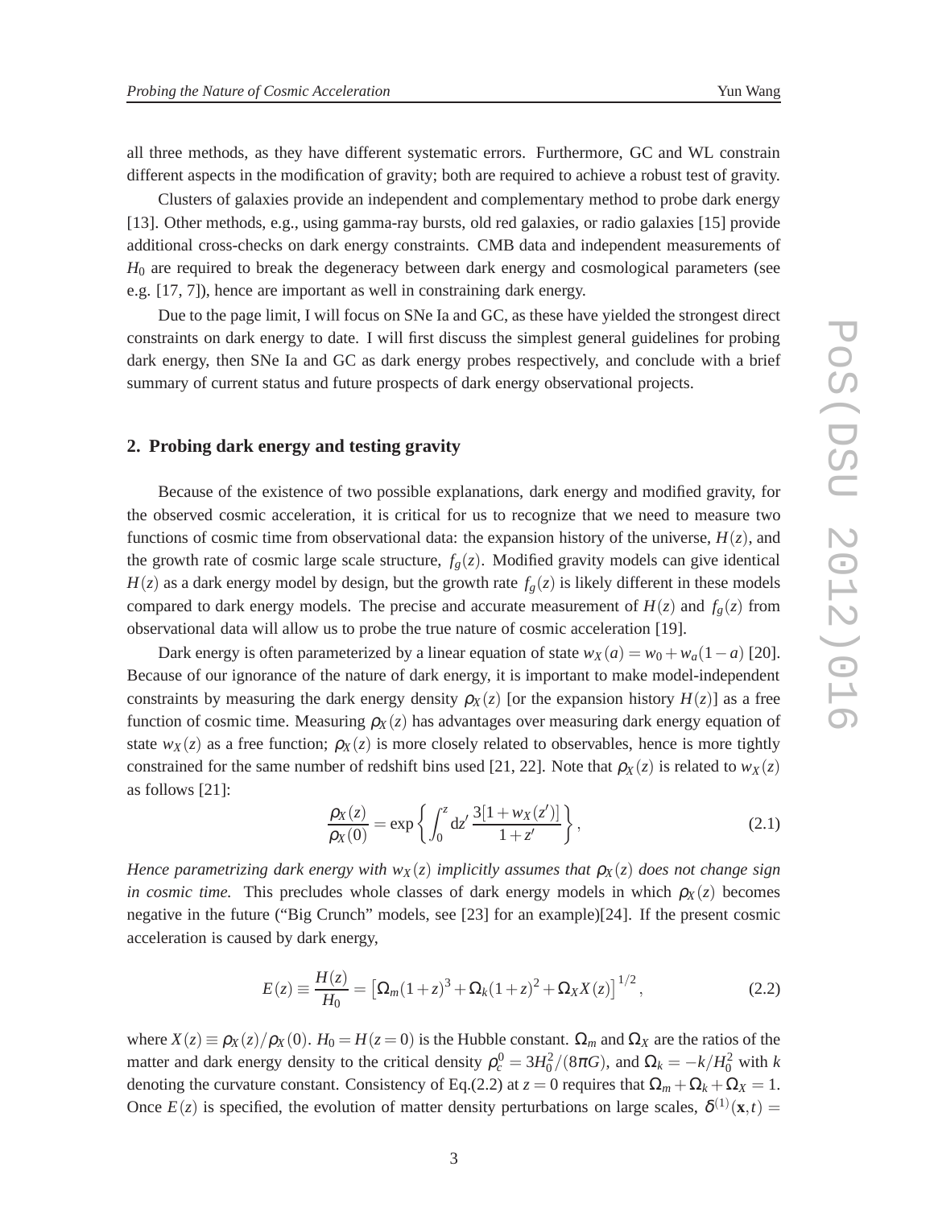all three methods, as they have different systematic errors. Furthermore, GC and WL constrain different aspects in the modification of gravity; both are required to achieve a robust test of gravity.

Clusters of galaxies provide an independent and complementary method to probe dark energy [13]. Other methods, e.g., using gamma-ray bursts, old red galaxies, or radio galaxies [15] provide additional cross-checks on dark energy constraints. CMB data and independent measurements of $H_0$ are required to break the degeneracy between dark energy and cosmological parameters (see e.g. [17, 7]), hence are important as well in constraining dark energy.

Due to the page limit, I will focus on SNe Ia and GC, as these have yielded the strongest direct constraints on dark energy to date. I will first discuss the simplest general guidelines for probing dark energy, then SNe Ia and GC as dark energy probes respectively, and conclude with a brief summary of current status and future prospects of dark energy observational projects.

## 2. Probing dark energy and testing gravity

Because of the existence of two possible explanations, dark energy and modified gravity, for the observed cosmic acceleration, it is critical for us to recognize that we need to measure two functions of cosmic time from observational data: the expansion history of the universe, $H(z)$, and the growth rate of cosmic large scale structure, $f_g(z)$. Modified gravity models can give identical $H(z)$ as a dark energy model by design, but the growth rate $f_g(z)$ is likely different in these models compared to dark energy models. The precise and accurate measurement of $H(z)$ and $f_g(z)$ from observational data will allow us to probe the true nature of cosmic acceleration [19].

Dark energy is often parameterized by a linear equation of state $w_X(a) = w_0 + w_a(1-a)$ [20]. Because of our ignorance of the nature of dark energy, it is important to make model-independent constraints by measuring the dark energy density $\rho_X(z)$ [or the expansion history $H(z)$] as a free function of cosmic time. Measuring $\rho_X(z)$ has advantages over measuring dark energy equation of state $w_X(z)$ as a free function; $\rho_X(z)$ is more closely related to observables, hence is more tightly constrained for the same number of redshift bins used [21, 22]. Note that $\rho_X(z)$ is related to $w_X(z)$ as follows [21]:

$$\frac{\rho_X(z)}{\rho_X(0)} = \exp\left\{ \int_0^z \mathrm{d}z' \, \frac{3[1+w_X(z')]}{1+z'} \right\}, \tag{2.1}$$

*Hence parametrizing dark energy with $w_X(z)$ implicitly assumes that $\rho_X(z)$ does not change sign in cosmic time.* This precludes whole classes of dark energy models in which $\rho_X(z)$ becomes negative in the future ("Big Crunch" models, see [23] for an example)[24]. If the present cosmic acceleration is caused by dark energy,

$$E(z) \equiv \frac{H(z)}{H_0} = \left[\Omega_m(1+z)^3 + \Omega_k(1+z)^2 + \Omega_X X(z)\right]^{1/2}, \tag{2.2}$$

where $X(z) \equiv \rho_X(z)/\rho_X(0)$. $H_0 = H(z=0)$ is the Hubble constant. $\Omega_m$ and $\Omega_X$ are the ratios of the matter and dark energy density to the critical density $\rho_c^0 = 3H_0^2/(8\pi G)$, and $\Omega_k = -k/H_0^2$ with $k$ denoting the curvature constant. Consistency of Eq.(2.2) at $z=0$ requires that $\Omega_m + \Omega_k + \Omega_X = 1$. Once $E(z)$ is specified, the evolution of matter density perturbations on large scales, $\delta^{(1)}(\mathbf{x},t) =$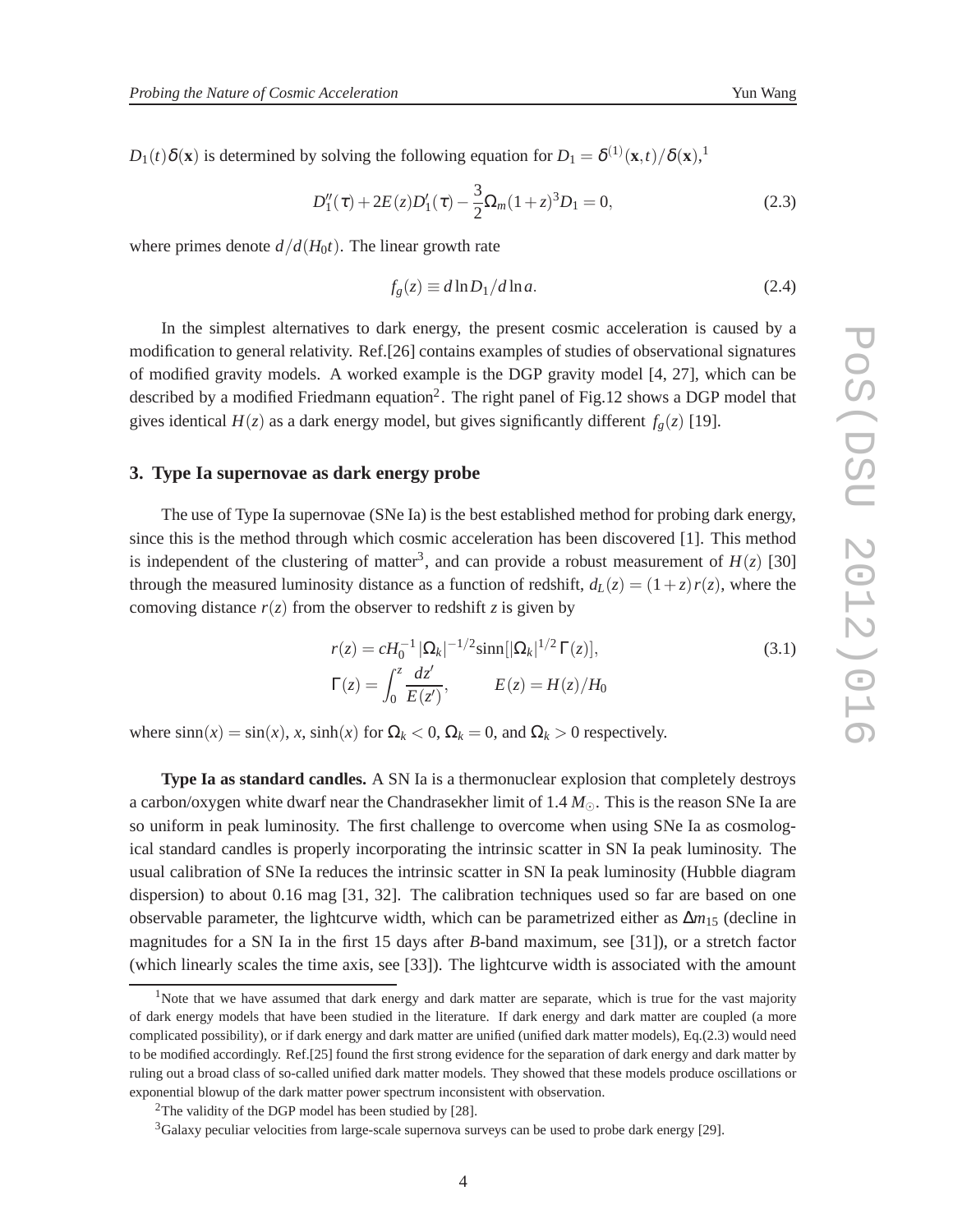$D_1(t)\delta(\mathbf{x})$ is determined by solving the following equation for $D_1 = \delta^{(1)}(\mathbf{x},t)/\delta(\mathbf{x})$,[1]

$$D_1''(\tau) + 2E(z)D_1'(\tau) - \frac{3}{2}\Omega_m(1+z)^3 D_1 = 0, \tag{2.3}$$

where primes denote $d/d(H_0 t)$. The linear growth rate

$$f_g(z) \equiv d\ln D_1/d\ln a. \tag{2.4}$$

In the simplest alternatives to dark energy, the present cosmic acceleration is caused by a modification to general relativity. Ref.[26] contains examples of studies of observational signatures of modified gravity models. A worked example is the DGP gravity model [4, 27], which can be described by a modified Friedmann equation[2]. The right panel of Fig.12 shows a DGP model that gives identical $H(z)$ as a dark energy model, but gives significantly different $f_g(z)$ [19].

## 3. Type Ia supernovae as dark energy probe

The use of Type Ia supernovae (SNe Ia) is the best established method for probing dark energy, since this is the method through which cosmic acceleration has been discovered [1]. This method is independent of the clustering of matter[3], and can provide a robust measurement of $H(z)$ [30] through the measured luminosity distance as a function of redshift, $d_L(z) = (1+z)r(z)$, where the comoving distance $r(z)$ from the observer to redshift $z$ is given by

$$r(z) = cH_0^{-1}|\Omega_k|^{-1/2}\mathrm{sinn}[|\Omega_k|^{1/2}\Gamma(z)], \tag{3.1}$$
$$\Gamma(z) = \int_0^z \frac{dz'}{E(z')}, \qquad E(z) = H(z)/H_0$$

where $\mathrm{sinn}(x) = \sin(x)$, $x$, $\sinh(x)$ for $\Omega_k < 0$, $\Omega_k = 0$, and $\Omega_k > 0$ respectively.

**Type Ia as standard candles.** A SN Ia is a thermonuclear explosion that completely destroys a carbon/oxygen white dwarf near the Chandrasekher limit of 1.4 $M_\odot$. This is the reason SNe Ia are so uniform in peak luminosity. The first challenge to overcome when using SNe Ia as cosmological standard candles is properly incorporating the intrinsic scatter in SN Ia peak luminosity. The usual calibration of SNe Ia reduces the intrinsic scatter in SN Ia peak luminosity (Hubble diagram dispersion) to about 0.16 mag [31, 32]. The calibration techniques used so far are based on one observable parameter, the lightcurve width, which can be parametrized either as $\Delta m_{15}$ (decline in magnitudes for a SN Ia in the first 15 days after *B*-band maximum, see [31]), or a stretch factor (which linearly scales the time axis, see [33]). The lightcurve width is associated with the amount

---

[1] Note that we have assumed that dark energy and dark matter are separate, which is true for the vast majority of dark energy models that have been studied in the literature. If dark energy and dark matter are coupled (a more complicated possibility), or if dark energy and dark matter are unified (unified dark matter models), Eq.(2.3) would need to be modified accordingly. Ref.[25] found the first strong evidence for the separation of dark energy and dark matter by ruling out a broad class of so-called unified dark matter models. They showed that these models produce oscillations or exponential blowup of the dark matter power spectrum inconsistent with observation.

[2] The validity of the DGP model has been studied by [28].

[3] Galaxy peculiar velocities from large-scale supernova surveys can be used to probe dark energy [29].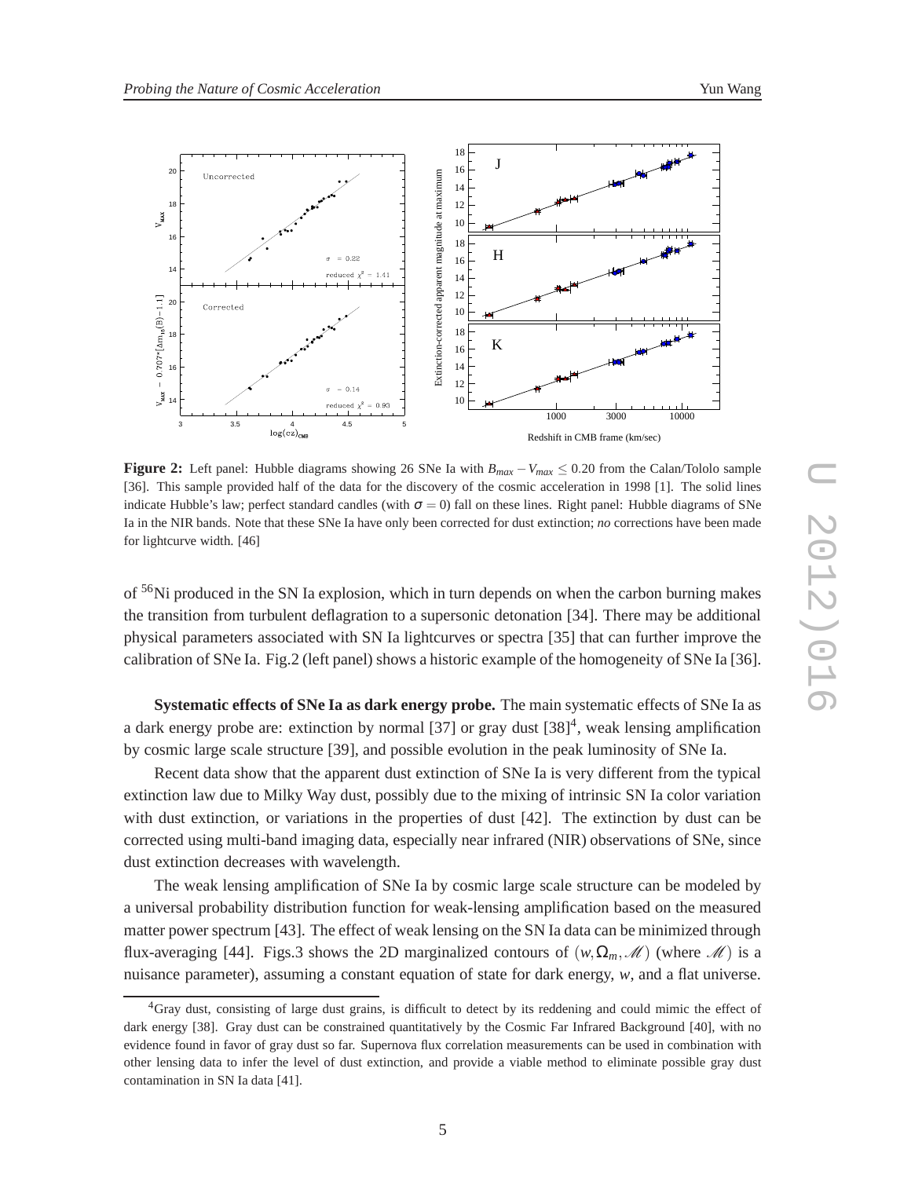**Figure 2:** Left panel: Hubble diagrams showing 26 SNe Ia with $B_{max} - V_{max} \leq 0.20$ from the Calan/Tololo sample [36]. This sample provided half of the data for the discovery of the cosmic acceleration in 1998 [1]. The solid lines indicate Hubble's law; perfect standard candles (with $\sigma = 0$) fall on these lines. Right panel: Hubble diagrams of SNe Ia in the NIR bands. Note that these SNe Ia have only been corrected for dust extinction; *no* corrections have been made for lightcurve width. [46]

of $^{56}$Ni produced in the SN Ia explosion, which in turn depends on when the carbon burning makes the transition from turbulent deflagration to a supersonic detonation [34]. There may be additional physical parameters associated with SN Ia lightcurves or spectra [35] that can further improve the calibration of SNe Ia. Fig.2 (left panel) shows a historic example of the homogeneity of SNe Ia [36].

**Systematic effects of SNe Ia as dark energy probe.** The main systematic effects of SNe Ia as a dark energy probe are: extinction by normal [37] or gray dust [38][4], weak lensing amplification by cosmic large scale structure [39], and possible evolution in the peak luminosity of SNe Ia.

Recent data show that the apparent dust extinction of SNe Ia is very different from the typical extinction law due to Milky Way dust, possibly due to the mixing of intrinsic SN Ia color variation with dust extinction, or variations in the properties of dust [42]. The extinction by dust can be corrected using multi-band imaging data, especially near infrared (NIR) observations of SNe, since dust extinction decreases with wavelength.

The weak lensing amplification of SNe Ia by cosmic large scale structure can be modeled by a universal probability distribution function for weak-lensing amplification based on the measured matter power spectrum [43]. The effect of weak lensing on the SN Ia data can be minimized through flux-averaging [44]. Figs.3 shows the 2D marginalized contours of $(w, \Omega_m, \mathscr{M})$ (where $\mathscr{M}$) is a nuisance parameter), assuming a constant equation of state for dark energy, $w$, and a flat universe.

[4] Gray dust, consisting of large dust grains, is difficult to detect by its reddening and could mimic the effect of dark energy [38]. Gray dust can be constrained quantitatively by the Cosmic Far Infrared Background [40], with no evidence found in favor of gray dust so far. Supernova flux correlation measurements can be used in combination with other lensing data to infer the level of dust extinction, and provide a viable method to eliminate possible gray dust contamination in SN Ia data [41].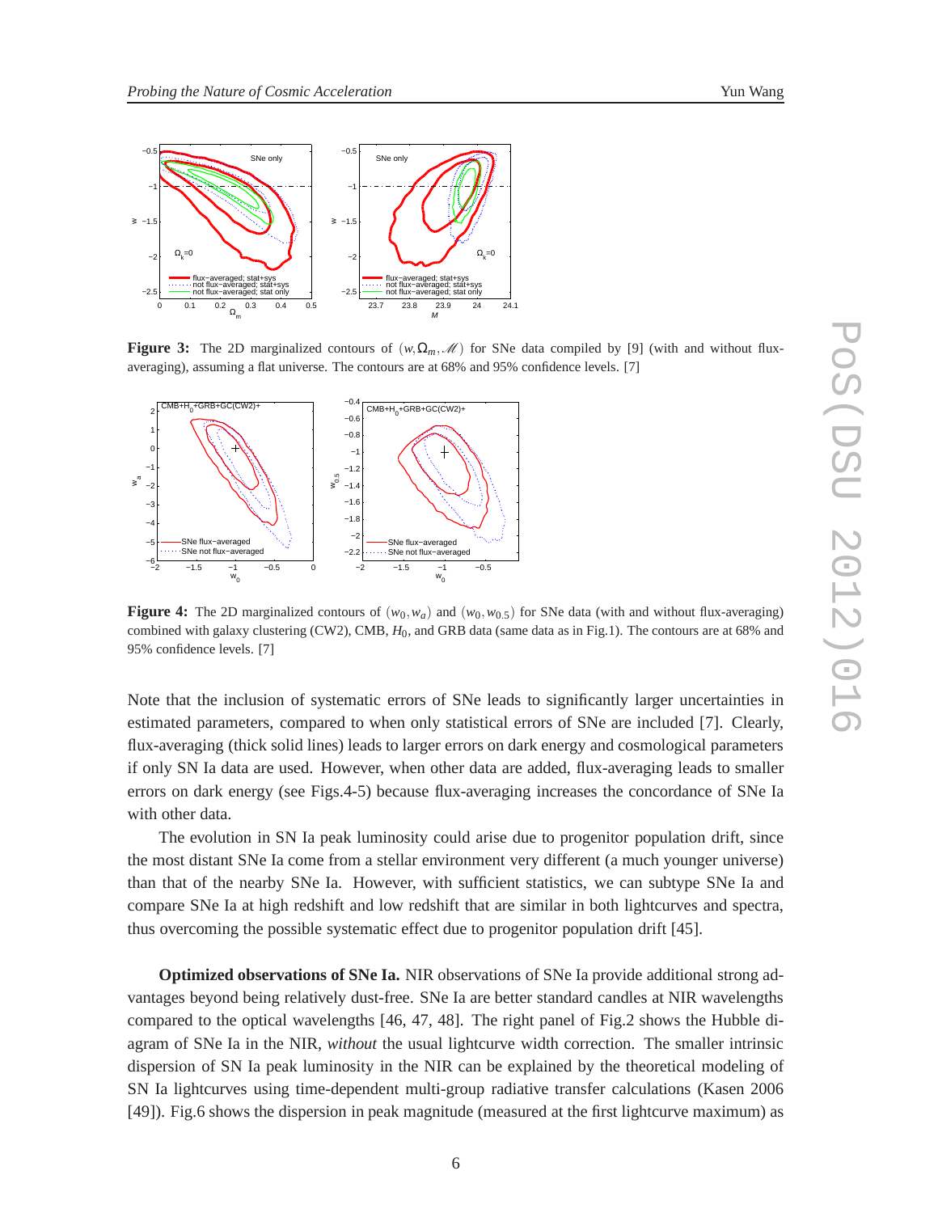**Figure 3:** The 2D marginalized contours of $(w, \Omega_m, \mathscr{M})$ for SNe data compiled by [9] (with and without flux-averaging), assuming a flat universe. The contours are at 68% and 95% confidence levels. [7]

**Figure 4:** The 2D marginalized contours of $(w_0, w_a)$ and $(w_0, w_{0.5})$ for SNe data (with and without flux-averaging) combined with galaxy clustering (CW2), CMB, $H_0$, and GRB data (same data as in Fig.1). The contours are at 68% and 95% confidence levels. [7]

Note that the inclusion of systematic errors of SNe leads to significantly larger uncertainties in estimated parameters, compared to when only statistical errors of SNe are included [7]. Clearly, flux-averaging (thick solid lines) leads to larger errors on dark energy and cosmological parameters if only SN Ia data are used. However, when other data are added, flux-averaging leads to smaller errors on dark energy (see Figs.4-5) because flux-averaging increases the concordance of SNe Ia with other data.

The evolution in SN Ia peak luminosity could arise due to progenitor population drift, since the most distant SNe Ia come from a stellar environment very different (a much younger universe) than that of the nearby SNe Ia. However, with sufficient statistics, we can subtype SNe Ia and compare SNe Ia at high redshift and low redshift that are similar in both lightcurves and spectra, thus overcoming the possible systematic effect due to progenitor population drift [45].

**Optimized observations of SNe Ia.** NIR observations of SNe Ia provide additional strong advantages beyond being relatively dust-free. SNe Ia are better standard candles at NIR wavelengths compared to the optical wavelengths [46, 47, 48]. The right panel of Fig.2 shows the Hubble diagram of SNe Ia in the NIR, *without* the usual lightcurve width correction. The smaller intrinsic dispersion of SN Ia peak luminosity in the NIR can be explained by the theoretical modeling of SN Ia lightcurves using time-dependent multi-group radiative transfer calculations (Kasen 2006 [49]). Fig.6 shows the dispersion in peak magnitude (measured at the first lightcurve maximum) as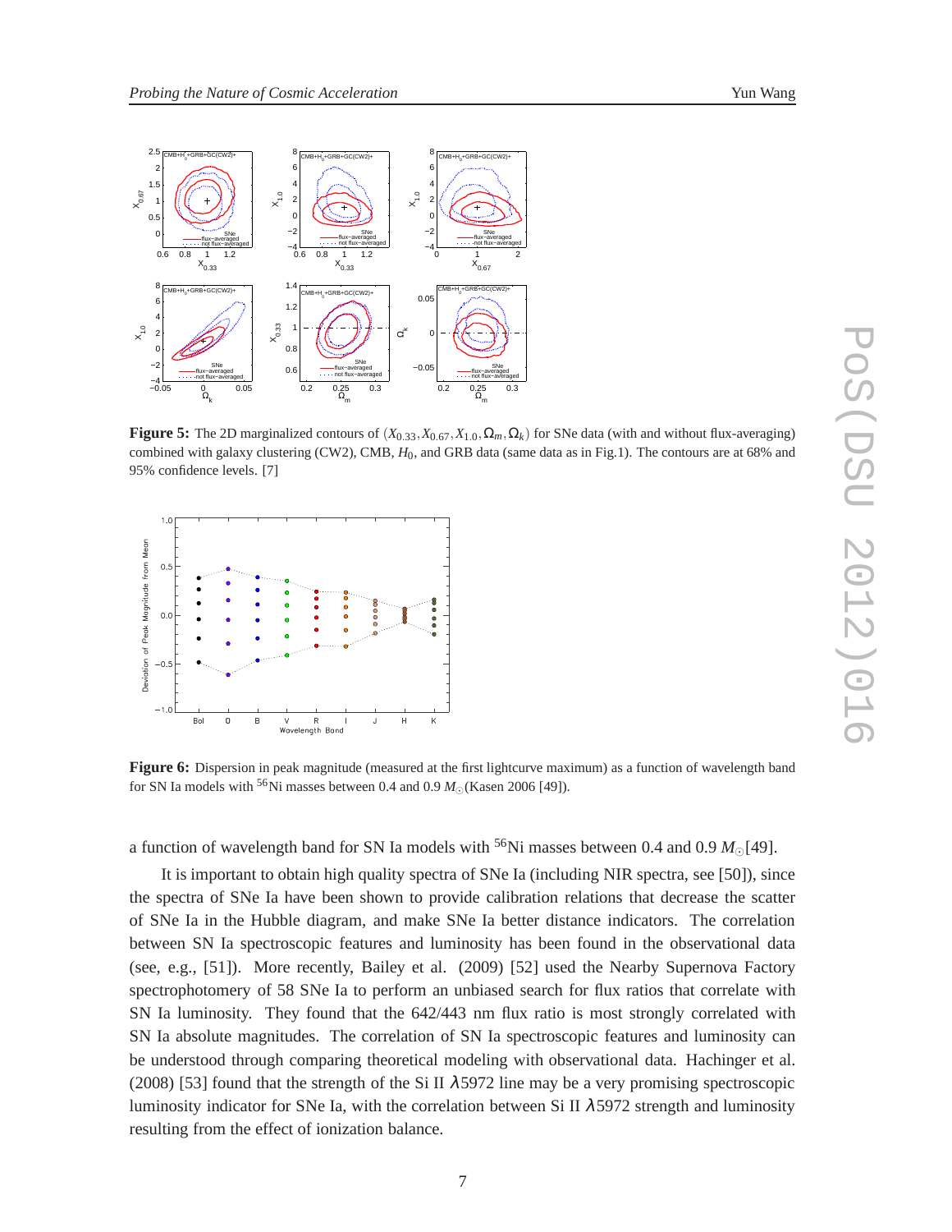**Figure 5:** The 2D marginalized contours of $(X_{0.33}, X_{0.67}, X_{1.0}, \Omega_m, \Omega_k)$ for SNe data (with and without flux-averaging) combined with galaxy clustering (CW2), CMB, $H_0$, and GRB data (same data as in Fig.1). The contours are at 68% and 95% confidence levels. [7]

**Figure 6:** Dispersion in peak magnitude (measured at the first lightcurve maximum) as a function of wavelength band for SN Ia models with $^{56}$Ni masses between 0.4 and 0.9 $M_\odot$(Kasen 2006 [49]).

a function of wavelength band for SN Ia models with $^{56}$Ni masses between 0.4 and 0.9 $M_\odot$[49].

It is important to obtain high quality spectra of SNe Ia (including NIR spectra, see [50]), since the spectra of SNe Ia have been shown to provide calibration relations that decrease the scatter of SNe Ia in the Hubble diagram, and make SNe Ia better distance indicators. The correlation between SN Ia spectroscopic features and luminosity has been found in the observational data (see, e.g., [51]). More recently, Bailey et al. (2009) [52] used the Nearby Supernova Factory spectrophotometry of 58 SNe Ia to perform an unbiased search for flux ratios that correlate with SN Ia luminosity. They found that the 642/443 nm flux ratio is most strongly correlated with SN Ia absolute magnitudes. The correlation of SN Ia spectroscopic features and luminosity can be understood through comparing theoretical modeling with observational data. Hachinger et al. (2008) [53] found that the strength of the Si II $\lambda$5972 line may be a very promising spectroscopic luminosity indicator for SNe Ia, with the correlation between Si II $\lambda$5972 strength and luminosity resulting from the effect of ionization balance.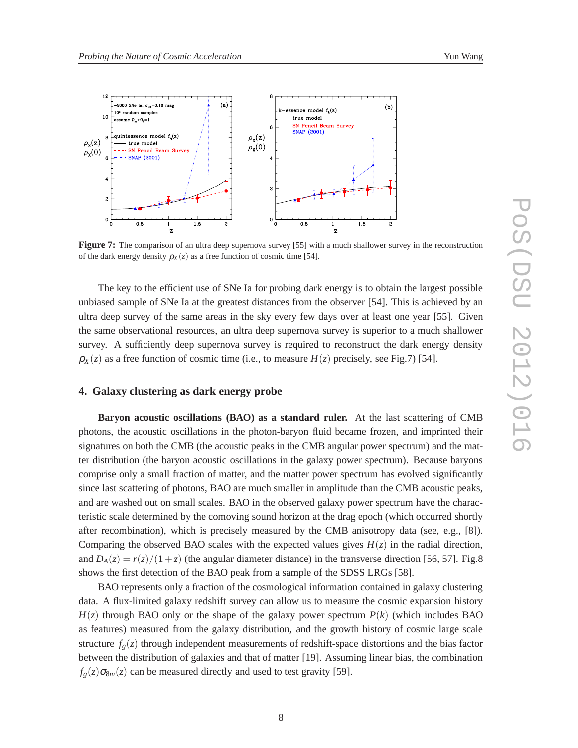**Figure 7:** The comparison of an ultra deep supernova survey [55] with a much shallower survey in the reconstruction of the dark energy density $\rho_X(z)$ as a free function of cosmic time [54].

The key to the efficient use of SNe Ia for probing dark energy is to obtain the largest possible unbiased sample of SNe Ia at the greatest distances from the observer [54]. This is achieved by an ultra deep survey of the same areas in the sky every few days over at least one year [55]. Given the same observational resources, an ultra deep supernova survey is superior to a much shallower survey. A sufficiently deep supernova survey is required to reconstruct the dark energy density $\rho_X(z)$ as a free function of cosmic time (i.e., to measure $H(z)$ precisely, see Fig.7) [54].

## 4. Galaxy clustering as dark energy probe

**Baryon acoustic oscillations (BAO) as a standard ruler.** At the last scattering of CMB photons, the acoustic oscillations in the photon-baryon fluid became frozen, and imprinted their signatures on both the CMB (the acoustic peaks in the CMB angular power spectrum) and the matter distribution (the baryon acoustic oscillations in the galaxy power spectrum). Because baryons comprise only a small fraction of matter, and the matter power spectrum has evolved significantly since last scattering of photons, BAO are much smaller in amplitude than the CMB acoustic peaks, and are washed out on small scales. BAO in the observed galaxy power spectrum have the characteristic scale determined by the comoving sound horizon at the drag epoch (which occurred shortly after recombination), which is precisely measured by the CMB anisotropy data (see, e.g., [8]). Comparing the observed BAO scales with the expected values gives $H(z)$ in the radial direction, and $D_A(z) = r(z)/(1+z)$ (the angular diameter distance) in the transverse direction [56, 57]. Fig.8 shows the first detection of the BAO peak from a sample of the SDSS LRGs [58].

BAO represents only a fraction of the cosmological information contained in galaxy clustering data. A flux-limited galaxy redshift survey can allow us to measure the cosmic expansion history $H(z)$ through BAO only or the shape of the galaxy power spectrum $P(k)$ (which includes BAO as features) measured from the galaxy distribution, and the growth history of cosmic large scale structure $f_g(z)$ through independent measurements of redshift-space distortions and the bias factor between the distribution of galaxies and that of matter [19]. Assuming linear bias, the combination $f_g(z)\sigma_{8m}(z)$ can be measured directly and used to test gravity [59].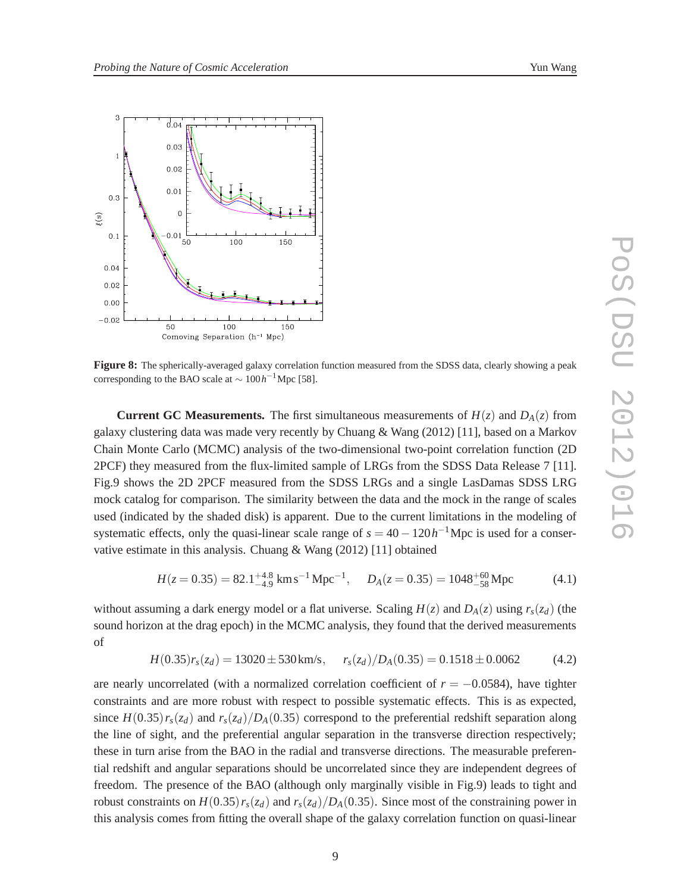**Figure 8:** The spherically-averaged galaxy correlation function measured from the SDSS data, clearly showing a peak corresponding to the BAO scale at $\sim 100\,h^{-1}$Mpc [58].

**Current GC Measurements.** The first simultaneous measurements of $H(z)$ and $D_A(z)$ from galaxy clustering data was made very recently by Chuang & Wang (2012) [11], based on a Markov Chain Monte Carlo (MCMC) analysis of the two-dimensional two-point correlation function (2D 2PCF) they measured from the flux-limited sample of LRGs from the SDSS Data Release 7 [11]. Fig.9 shows the 2D 2PCF measured from the SDSS LRGs and a single LasDamas SDSS LRG mock catalog for comparison. The similarity between the data and the mock in the range of scales used (indicated by the shaded disk) is apparent. Due to the current limitations in the modeling of systematic effects, only the quasi-linear scale range of $s = 40-120\,h^{-1}$Mpc is used for a conservative estimate in this analysis. Chuang & Wang (2012) [11] obtained

$$H(z=0.35) = 82.1^{+4.8}_{-4.9}\,\mathrm{km\,s^{-1}\,Mpc^{-1}}, \quad D_A(z=0.35) = 1048^{+60}_{-58}\,\mathrm{Mpc} \tag{4.1}$$

without assuming a dark energy model or a flat universe. Scaling $H(z)$ and $D_A(z)$ using $r_s(z_d)$ (the sound horizon at the drag epoch) in the MCMC analysis, they found that the derived measurements of

$$H(0.35)\,r_s(z_d) = 13020 \pm 530\,\mathrm{km/s}, \quad r_s(z_d)/D_A(0.35) = 0.1518 \pm 0.0062 \tag{4.2}$$

are nearly uncorrelated (with a normalized correlation coefficient of $r = -0.0584$), have tighter constraints and are more robust with respect to possible systematic effects. This is as expected, since $H(0.35)\,r_s(z_d)$ and $r_s(z_d)/D_A(0.35)$ correspond to the preferential redshift separation along the line of sight, and the preferential angular separation in the transverse direction respectively; these in turn arise from the BAO in the radial and transverse directions. The measurable preferential redshift and angular separations should be uncorrelated since they are independent degrees of freedom. The presence of the BAO (although only marginally visible in Fig.9) leads to tight and robust constraints on $H(0.35)\,r_s(z_d)$ and $r_s(z_d)/D_A(0.35)$. Since most of the constraining power in this analysis comes from fitting the overall shape of the galaxy correlation function on quasi-linear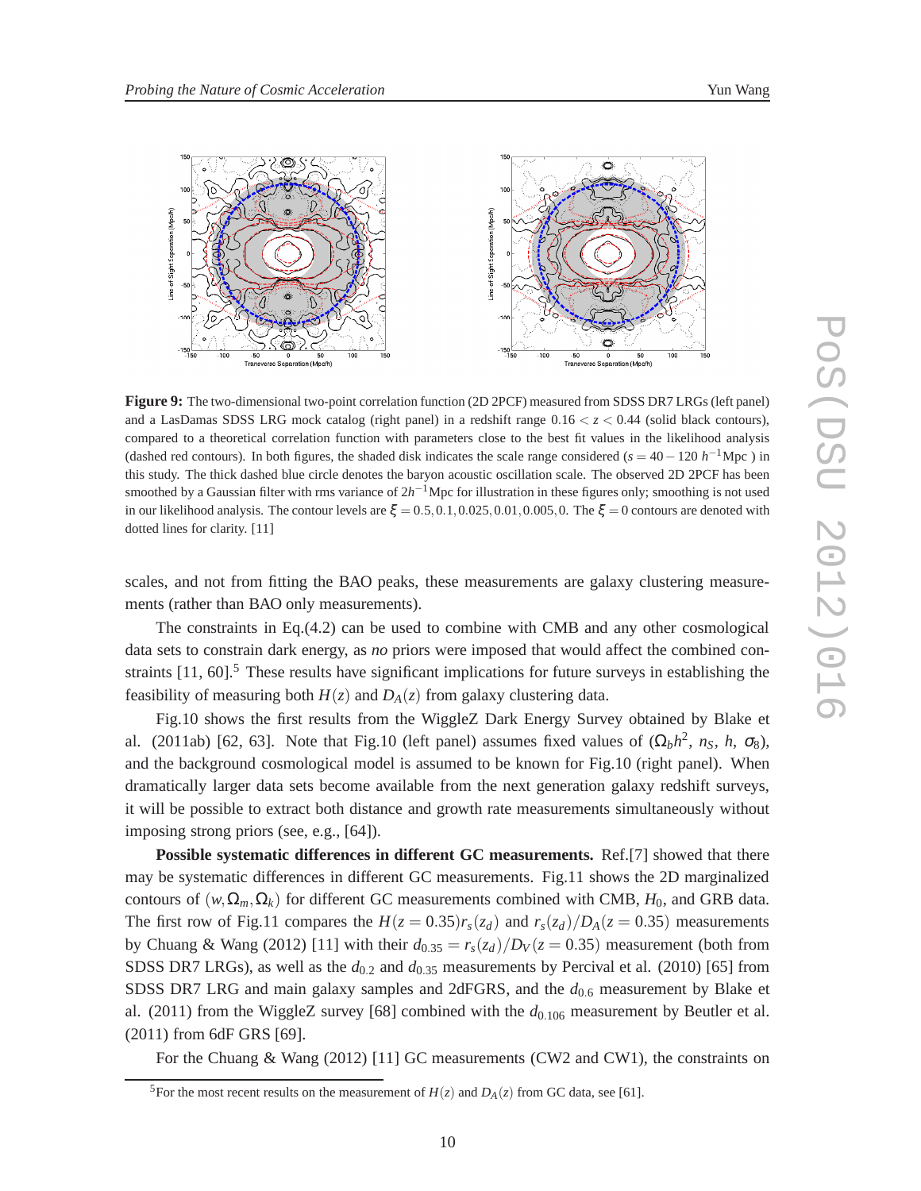**Figure 9:** The two-dimensional two-point correlation function (2D 2PCF) measured from SDSS DR7 LRGs (left panel) and a LasDamas SDSS LRG mock catalog (right panel) in a redshift range $0.16 < z < 0.44$ (solid black contours), compared to a theoretical correlation function with parameters close to the best fit values in the likelihood analysis (dashed red contours). In both figures, the shaded disk indicates the scale range considered ($s = 40-120\,h^{-1}$Mpc ) in this study. The thick dashed blue circle denotes the baryon acoustic oscillation scale. The observed 2D 2PCF has been smoothed by a Gaussian filter with rms variance of $2h^{-1}$Mpc for illustration in these figures only; smoothing is not used in our likelihood analysis. The contour levels are $\xi = 0.5, 0.1, 0.025, 0.01, 0.005, 0$. The $\xi = 0$ contours are denoted with dotted lines for clarity. [11]

scales, and not from fitting the BAO peaks, these measurements are galaxy clustering measurements (rather than BAO only measurements).

The constraints in Eq.(4.2) can be used to combine with CMB and any other cosmological data sets to constrain dark energy, as *no* priors were imposed that would affect the combined constraints [11, 60].[5] These results have significant implications for future surveys in establishing the feasibility of measuring both $H(z)$ and $D_A(z)$ from galaxy clustering data.

Fig.10 shows the first results from the WiggleZ Dark Energy Survey obtained by Blake et al. (2011ab) [62, 63]. Note that Fig.10 (left panel) assumes fixed values of ($\Omega_b h^2$, $n_S$, $h$, $\sigma_8$), and the background cosmological model is assumed to be known for Fig.10 (right panel). When dramatically larger data sets become available from the next generation galaxy redshift surveys, it will be possible to extract both distance and growth rate measurements simultaneously without imposing strong priors (see, e.g., [64]).

**Possible systematic differences in different GC measurements.** Ref.[7] showed that there may be systematic differences in different GC measurements. Fig.11 shows the 2D marginalized contours of $(w, \Omega_m, \Omega_k)$ for different GC measurements combined with CMB, $H_0$, and GRB data. The first row of Fig.11 compares the $H(z = 0.35)r_s(z_d)$ and $r_s(z_d)/D_A(z = 0.35)$ measurements by Chuang & Wang (2012) [11] with their $d_{0.35} = r_s(z_d)/D_V(z = 0.35)$ measurement (both from SDSS DR7 LRGs), as well as the $d_{0.2}$ and $d_{0.35}$ measurements by Percival et al. (2010) [65] from SDSS DR7 LRG and main galaxy samples and 2dFGRS, and the $d_{0.6}$ measurement by Blake et al. (2011) from the WiggleZ survey [68] combined with the $d_{0.106}$ measurement by Beutler et al. (2011) from 6dF GRS [69].

For the Chuang & Wang (2012) [11] GC measurements (CW2 and CW1), the constraints on

[5] For the most recent results on the measurement of $H(z)$ and $D_A(z)$ from GC data, see [61].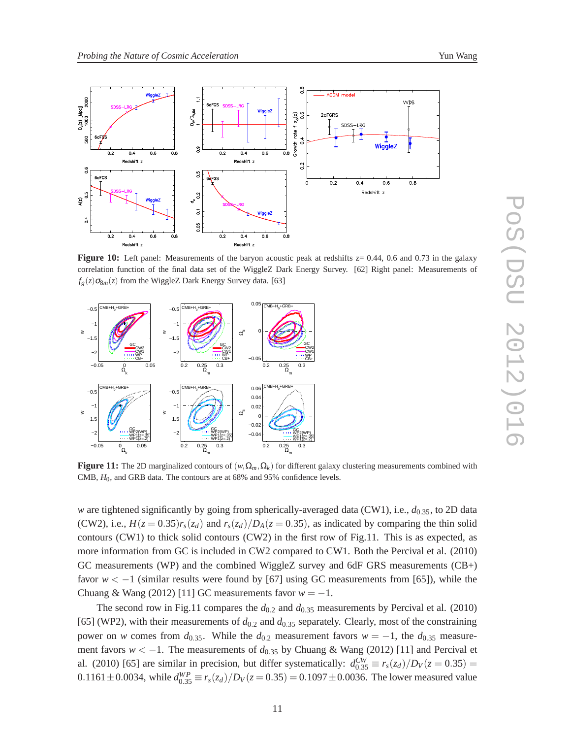**Figure 10:** Left panel: Measurements of the baryon acoustic peak at redshifts z= 0.44, 0.6 and 0.73 in the galaxy correlation function of the final data set of the WiggleZ Dark Energy Survey. [62] Right panel: Measurements of $f_g(z)\sigma_{8m}(z)$ from the WiggleZ Dark Energy Survey data. [63]

**Figure 11:** The 2D marginalized contours of $(w, \Omega_m, \Omega_k)$ for different galaxy clustering measurements combined with CMB, $H_0$, and GRB data. The contours are at 68% and 95% confidence levels.

$w$ are tightened significantly by going from spherically-averaged data (CW1), i.e., $d_{0.35}$, to 2D data (CW2), i.e., $H(z = 0.35)r_s(z_d)$ and $r_s(z_d)/D_A(z = 0.35)$, as indicated by comparing the thin solid contours (CW1) to thick solid contours (CW2) in the first row of Fig.11. This is as expected, as more information from GC is included in CW2 compared to CW1. Both the Percival et al. (2010) GC measurements (WP) and the combined WiggleZ survey and 6dF GRS measurements (CB+) favor $w < -1$ (similar results were found by [67] using GC measurements from [65]), while the Chuang & Wang (2012) [11] GC measurements favor $w = -1$.

The second row in Fig.11 compares the $d_{0.2}$ and $d_{0.35}$ measurements by Percival et al. (2010) [65] (WP2), with their measurements of $d_{0.2}$ and $d_{0.35}$ separately. Clearly, most of the constraining power on $w$ comes from $d_{0.35}$. While the $d_{0.2}$ measurement favors $w = -1$, the $d_{0.35}$ measurement favors $w < -1$. The measurements of $d_{0.35}$ by Chuang & Wang (2012) [11] and Percival et al. (2010) [65] are similar in precision, but differ systematically: $d^{CW}_{0.35} \equiv r_s(z_d)/D_V(z = 0.35) = 0.1161 \pm 0.0034$, while $d^{WP}_{0.35} \equiv r_s(z_d)/D_V(z = 0.35) = 0.1097 \pm 0.0036$. The lower measured value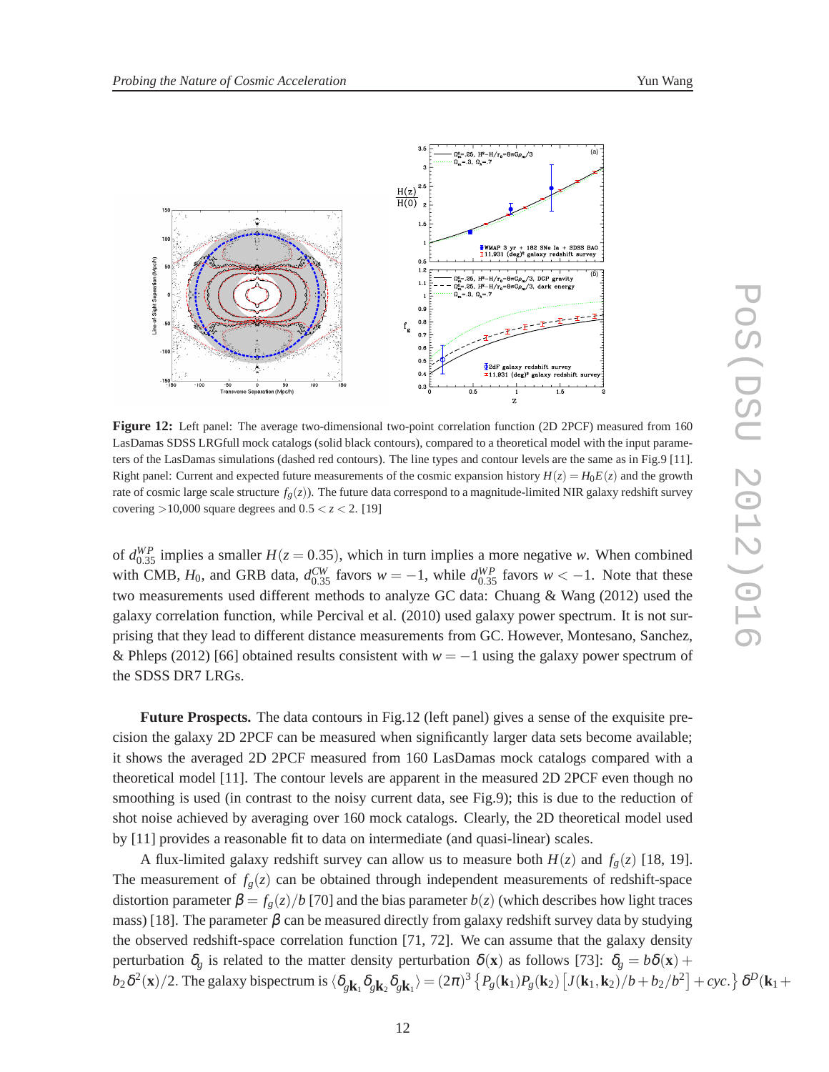**Figure 12:** Left panel: The average two-dimensional two-point correlation function (2D 2PCF) measured from 160 LasDamas SDSS LRGfull mock catalogs (solid black contours), compared to a theoretical model with the input parameters of the LasDamas simulations (dashed red contours). The line types and contour levels are the same as in Fig.9 [11]. Right panel: Current and expected future measurements of the cosmic expansion history $H(z) = H_0E(z)$ and the growth rate of cosmic large scale structure $f_g(z)$). The future data correspond to a magnitude-limited NIR galaxy redshift survey covering >10,000 square degrees and $0.5 < z < 2$. [19]

of $d_{0.35}^{WP}$ implies a smaller $H(z=0.35)$, which in turn implies a more negative $w$. When combined with CMB, $H_0$, and GRB data, $d_{0.35}^{CW}$ favors $w = -1$, while $d_{0.35}^{WP}$ favors $w < -1$. Note that these two measurements used different methods to analyze GC data: Chuang & Wang (2012) used the galaxy correlation function, while Percival et al. (2010) used galaxy power spectrum. It is not surprising that they lead to different distance measurements from GC. However, Montesano, Sanchez, & Phleps (2012) [66] obtained results consistent with $w = -1$ using the galaxy power spectrum of the SDSS DR7 LRGs.

**Future Prospects.** The data contours in Fig.12 (left panel) gives a sense of the exquisite precision the galaxy 2D 2PCF can be measured when significantly larger data sets become available; it shows the averaged 2D 2PCF measured from 160 LasDamas mock catalogs compared with a theoretical model [11]. The contour levels are apparent in the measured 2D 2PCF even though no smoothing is used (in contrast to the noisy current data, see Fig.9); this is due to the reduction of shot noise achieved by averaging over 160 mock catalogs. Clearly, the 2D theoretical model used by [11] provides a reasonable fit to data on intermediate (and quasi-linear) scales.

A flux-limited galaxy redshift survey can allow us to measure both $H(z)$ and $f_g(z)$ [18, 19]. The measurement of $f_g(z)$ can be obtained through independent measurements of redshift-space distortion parameter $\beta = f_g(z)/b$ [70] and the bias parameter $b(z)$ (which describes how light traces mass) [18]. The parameter $\beta$ can be measured directly from galaxy redshift survey data by studying the observed redshift-space correlation function [71, 72]. We can assume that the galaxy density perturbation $\delta_g$ is related to the matter density perturbation $\delta(\mathbf{x})$ as follows [73]: $\delta_g = b\delta(\mathbf{x}) + b_2\delta^2(\mathbf{x})/2$. The galaxy bispectrum is $\langle \delta_{g\mathbf{k}_1}\delta_{g\mathbf{k}_2}\delta_{g\mathbf{k}_1} \rangle = (2\pi)^3 \left\{P_g(\mathbf{k}_1)P_g(\mathbf{k}_2)\left[J(\mathbf{k}_1,\mathbf{k}_2)/b + b_2/b^2\right] + cyc.\right\} \delta^D(\mathbf{k}_1 +$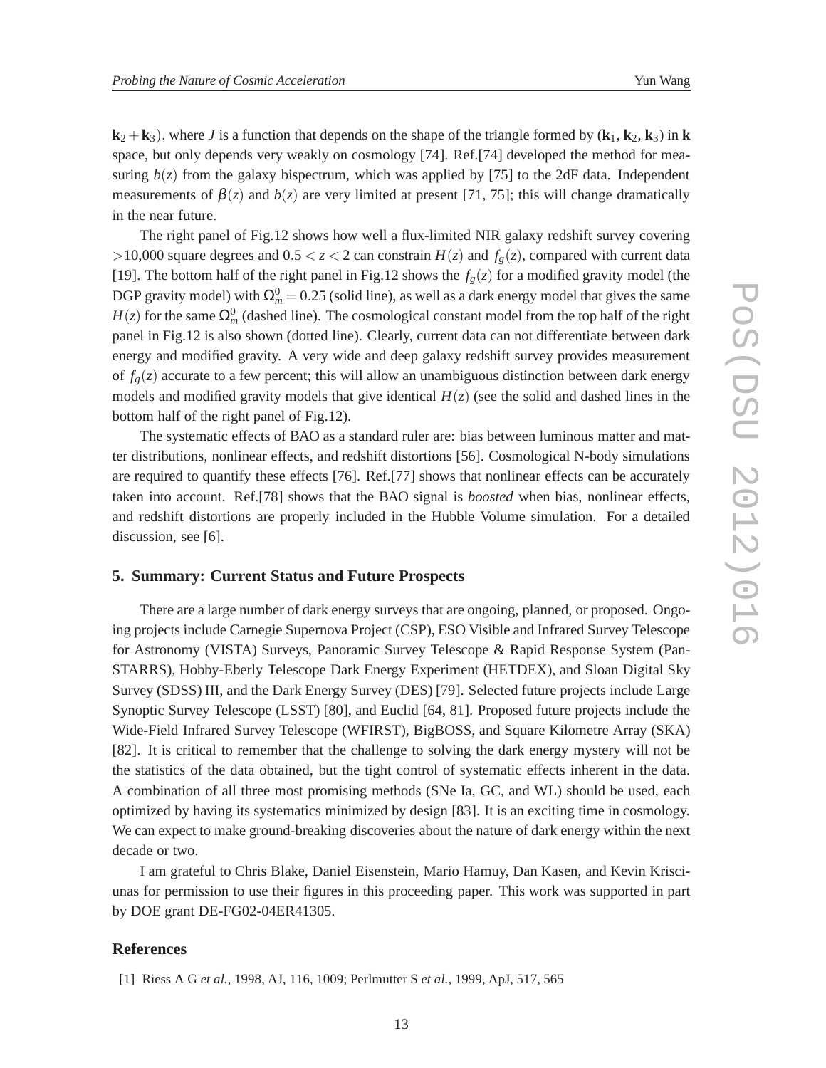$\mathbf{k}_2 + \mathbf{k}_3$), where $J$ is a function that depends on the shape of the triangle formed by ($\mathbf{k}_1$, $\mathbf{k}_2$, $\mathbf{k}_3$) in $\mathbf{k}$ space, but only depends very weakly on cosmology [74]. Ref.[74] developed the method for measuring $b(z)$ from the galaxy bispectrum, which was applied by [75] to the 2dF data. Independent measurements of $\beta(z)$ and $b(z)$ are very limited at present [71, 75]; this will change dramatically in the near future.

The right panel of Fig.12 shows how well a flux-limited NIR galaxy redshift survey covering $>$10,000 square degrees and $0.5 < z < 2$ can constrain $H(z)$ and $f_g(z)$, compared with current data [19]. The bottom half of the right panel in Fig.12 shows the $f_g(z)$ for a modified gravity model (the DGP gravity model) with $\Omega_m^0 = 0.25$ (solid line), as well as a dark energy model that gives the same $H(z)$ for the same $\Omega_m^0$ (dashed line). The cosmological constant model from the top half of the right panel in Fig.12 is also shown (dotted line). Clearly, current data can not differentiate between dark energy and modified gravity. A very wide and deep galaxy redshift survey provides measurement of $f_g(z)$ accurate to a few percent; this will allow an unambiguous distinction between dark energy models and modified gravity models that give identical $H(z)$ (see the solid and dashed lines in the bottom half of the right panel of Fig.12).

The systematic effects of BAO as a standard ruler are: bias between luminous matter and matter distributions, nonlinear effects, and redshift distortions [56]. Cosmological N-body simulations are required to quantify these effects [76]. Ref.[77] shows that nonlinear effects can be accurately taken into account. Ref.[78] shows that the BAO signal is *boosted* when bias, nonlinear effects, and redshift distortions are properly included in the Hubble Volume simulation. For a detailed discussion, see [6].

## 5. Summary: Current Status and Future Prospects

There are a large number of dark energy surveys that are ongoing, planned, or proposed. Ongoing projects include Carnegie Supernova Project (CSP), ESO Visible and Infrared Survey Telescope for Astronomy (VISTA) Surveys, Panoramic Survey Telescope & Rapid Response System (Pan-STARRS), Hobby-Eberly Telescope Dark Energy Experiment (HETDEX), and Sloan Digital Sky Survey (SDSS) III, and the Dark Energy Survey (DES) [79]. Selected future projects include Large Synoptic Survey Telescope (LSST) [80], and Euclid [64, 81]. Proposed future projects include the Wide-Field Infrared Survey Telescope (WFIRST), BigBOSS, and Square Kilometre Array (SKA) [82]. It is critical to remember that the challenge to solving the dark energy mystery will not be the statistics of the data obtained, but the tight control of systematic effects inherent in the data. A combination of all three most promising methods (SNe Ia, GC, and WL) should be used, each optimized by having its systematics minimized by design [83]. It is an exciting time in cosmology. We can expect to make ground-breaking discoveries about the nature of dark energy within the next decade or two.

I am grateful to Chris Blake, Daniel Eisenstein, Mario Hamuy, Dan Kasen, and Kevin Krisciunas for permission to use their figures in this proceeding paper. This work was supported in part by DOE grant DE-FG02-04ER41305.

## References

[1] Riess A G *et al.*, 1998, AJ, 116, 1009; Perlmutter S *et al.*, 1999, ApJ, 517, 565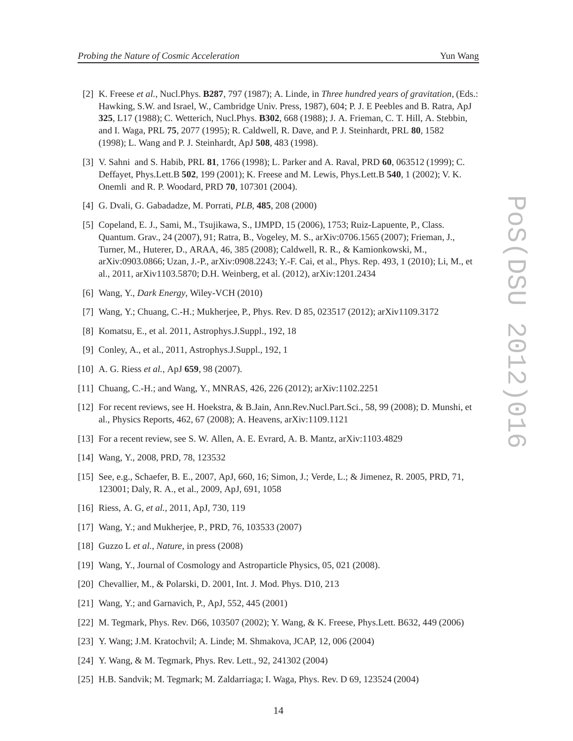[2] K. Freese *et al.*, Nucl.Phys. **B287**, 797 (1987); A. Linde, in *Three hundred years of gravitation*, (Eds.: Hawking, S.W. and Israel, W., Cambridge Univ. Press, 1987), 604; P. J. E Peebles and B. Ratra, ApJ **325**, L17 (1988); C. Wetterich, Nucl.Phys. **B302**, 668 (1988); J. A. Frieman, C. T. Hill, A. Stebbin, and I. Waga, PRL **75**, 2077 (1995); R. Caldwell, R. Dave, and P. J. Steinhardt, PRL **80**, 1582 (1998); L. Wang and P. J. Steinhardt, ApJ **508**, 483 (1998).

[3] V. Sahni and S. Habib, PRL **81**, 1766 (1998); L. Parker and A. Raval, PRD **60**, 063512 (1999); C. Deffayet, Phys.Lett.B **502**, 199 (2001); K. Freese and M. Lewis, Phys.Lett.B **540**, 1 (2002); V. K. Onemli and R. P. Woodard, PRD **70**, 107301 (2004).

[4] G. Dvali, G. Gabadadze, M. Porrati, *PLB*, **485**, 208 (2000)

[5] Copeland, E. J., Sami, M., Tsujikawa, S., IJMPD, 15 (2006), 1753; Ruiz-Lapuente, P., Class. Quantum. Grav., 24 (2007), 91; Ratra, B., Vogeley, M. S., arXiv:0706.1565 (2007); Frieman, J., Turner, M., Huterer, D., ARAA, 46, 385 (2008); Caldwell, R. R., & Kamionkowski, M., arXiv:0903.0866; Uzan, J.-P., arXiv:0908.2243; Y.-F. Cai, et al., Phys. Rep. 493, 1 (2010); Li, M., et al., 2011, arXiv1103.5870; D.H. Weinberg, et al. (2012), arXiv:1201.2434

[6] Wang, Y., *Dark Energy*, Wiley-VCH (2010)

[7] Wang, Y.; Chuang, C.-H.; Mukherjee, P., Phys. Rev. D 85, 023517 (2012); arXiv1109.3172

[8] Komatsu, E., et al. 2011, Astrophys.J.Suppl., 192, 18

[9] Conley, A., et al., 2011, Astrophys.J.Suppl., 192, 1

[10] A. G. Riess *et al.*, ApJ **659**, 98 (2007).

[11] Chuang, C.-H.; and Wang, Y., MNRAS, 426, 226 (2012); arXiv:1102.2251

[12] For recent reviews, see H. Hoekstra, & B.Jain, Ann.Rev.Nucl.Part.Sci., 58, 99 (2008); D. Munshi, et al., Physics Reports, 462, 67 (2008); A. Heavens, arXiv:1109.1121

[13] For a recent review, see S. W. Allen, A. E. Evrard, A. B. Mantz, arXiv:1103.4829

[14] Wang, Y., 2008, PRD, 78, 123532

[15] See, e.g., Schaefer, B. E., 2007, ApJ, 660, 16; Simon, J.; Verde, L.; & Jimenez, R. 2005, PRD, 71, 123001; Daly, R. A., et al., 2009, ApJ, 691, 1058

[16] Riess, A. G, *et al.*, 2011, ApJ, 730, 119

[17] Wang, Y.; and Mukherjee, P., PRD, 76, 103533 (2007)

[18] Guzzo L *et al.*, *Nature*, in press (2008)

[19] Wang, Y., Journal of Cosmology and Astroparticle Physics, 05, 021 (2008).

[20] Chevallier, M., & Polarski, D. 2001, Int. J. Mod. Phys. D10, 213

[21] Wang, Y.; and Garnavich, P., ApJ, 552, 445 (2001)

[22] M. Tegmark, Phys. Rev. D66, 103507 (2002); Y. Wang, & K. Freese, Phys.Lett. B632, 449 (2006)

[23] Y. Wang; J.M. Kratochvil; A. Linde; M. Shmakova, JCAP, 12, 006 (2004)

[24] Y. Wang, & M. Tegmark, Phys. Rev. Lett., 92, 241302 (2004)

[25] H.B. Sandvik; M. Tegmark; M. Zaldarriaga; I. Waga, Phys. Rev. D 69, 123524 (2004)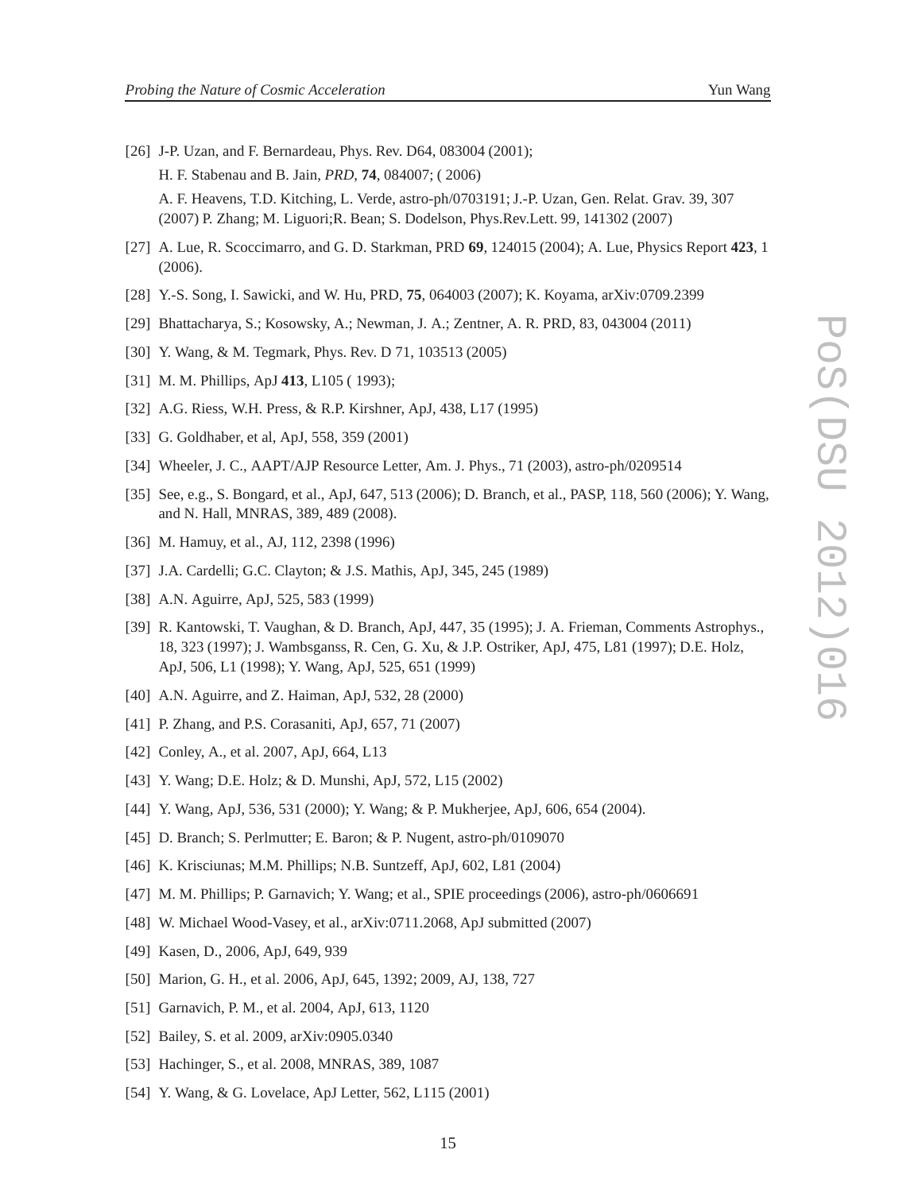[26] J-P. Uzan, and F. Bernardeau, Phys. Rev. D64, 083004 (2001);
H. F. Stabenau and B. Jain, *PRD*, **74**, 084007; ( 2006)
A. F. Heavens, T.D. Kitching, L. Verde, astro-ph/0703191; J.-P. Uzan, Gen. Relat. Grav. 39, 307 (2007) P. Zhang; M. Liguori;R. Bean; S. Dodelson, Phys.Rev.Lett. 99, 141302 (2007)

[27] A. Lue, R. Scoccimarro, and G. D. Starkman, PRD **69**, 124015 (2004); A. Lue, Physics Report **423**, 1 (2006).

[28] Y.-S. Song, I. Sawicki, and W. Hu, PRD, **75**, 064003 (2007); K. Koyama, arXiv:0709.2399

[29] Bhattacharya, S.; Kosowsky, A.; Newman, J. A.; Zentner, A. R. PRD, 83, 043004 (2011)

[30] Y. Wang, & M. Tegmark, Phys. Rev. D 71, 103513 (2005)

[31] M. M. Phillips, ApJ **413**, L105 ( 1993);

[32] A.G. Riess, W.H. Press, & R.P. Kirshner, ApJ, 438, L17 (1995)

[33] G. Goldhaber, et al, ApJ, 558, 359 (2001)

[34] Wheeler, J. C., AAPT/AJP Resource Letter, Am. J. Phys., 71 (2003), astro-ph/0209514

[35] See, e.g., S. Bongard, et al., ApJ, 647, 513 (2006); D. Branch, et al., PASP, 118, 560 (2006); Y. Wang, and N. Hall, MNRAS, 389, 489 (2008).

[36] M. Hamuy, et al., AJ, 112, 2398 (1996)

[37] J.A. Cardelli; G.C. Clayton; & J.S. Mathis, ApJ, 345, 245 (1989)

[38] A.N. Aguirre, ApJ, 525, 583 (1999)

[39] R. Kantowski, T. Vaughan, & D. Branch, ApJ, 447, 35 (1995); J. A. Frieman, Comments Astrophys., 18, 323 (1997); J. Wambsganss, R. Cen, G. Xu, & J.P. Ostriker, ApJ, 475, L81 (1997); D.E. Holz, ApJ, 506, L1 (1998); Y. Wang, ApJ, 525, 651 (1999)

[40] A.N. Aguirre, and Z. Haiman, ApJ, 532, 28 (2000)

[41] P. Zhang, and P.S. Corasaniti, ApJ, 657, 71 (2007)

[42] Conley, A., et al. 2007, ApJ, 664, L13

[43] Y. Wang; D.E. Holz; & D. Munshi, ApJ, 572, L15 (2002)

[44] Y. Wang, ApJ, 536, 531 (2000); Y. Wang; & P. Mukherjee, ApJ, 606, 654 (2004).

[45] D. Branch; S. Perlmutter; E. Baron; & P. Nugent, astro-ph/0109070

[46] K. Krisciunas; M.M. Phillips; N.B. Suntzeff, ApJ, 602, L81 (2004)

[47] M. M. Phillips; P. Garnavich; Y. Wang; et al., SPIE proceedings (2006), astro-ph/0606691

[48] W. Michael Wood-Vasey, et al., arXiv:0711.2068, ApJ submitted (2007)

[49] Kasen, D., 2006, ApJ, 649, 939

[50] Marion, G. H., et al. 2006, ApJ, 645, 1392; 2009, AJ, 138, 727

[51] Garnavich, P. M., et al. 2004, ApJ, 613, 1120

[52] Bailey, S. et al. 2009, arXiv:0905.0340

[53] Hachinger, S., et al. 2008, MNRAS, 389, 1087

[54] Y. Wang, & G. Lovelace, ApJ Letter, 562, L115 (2001)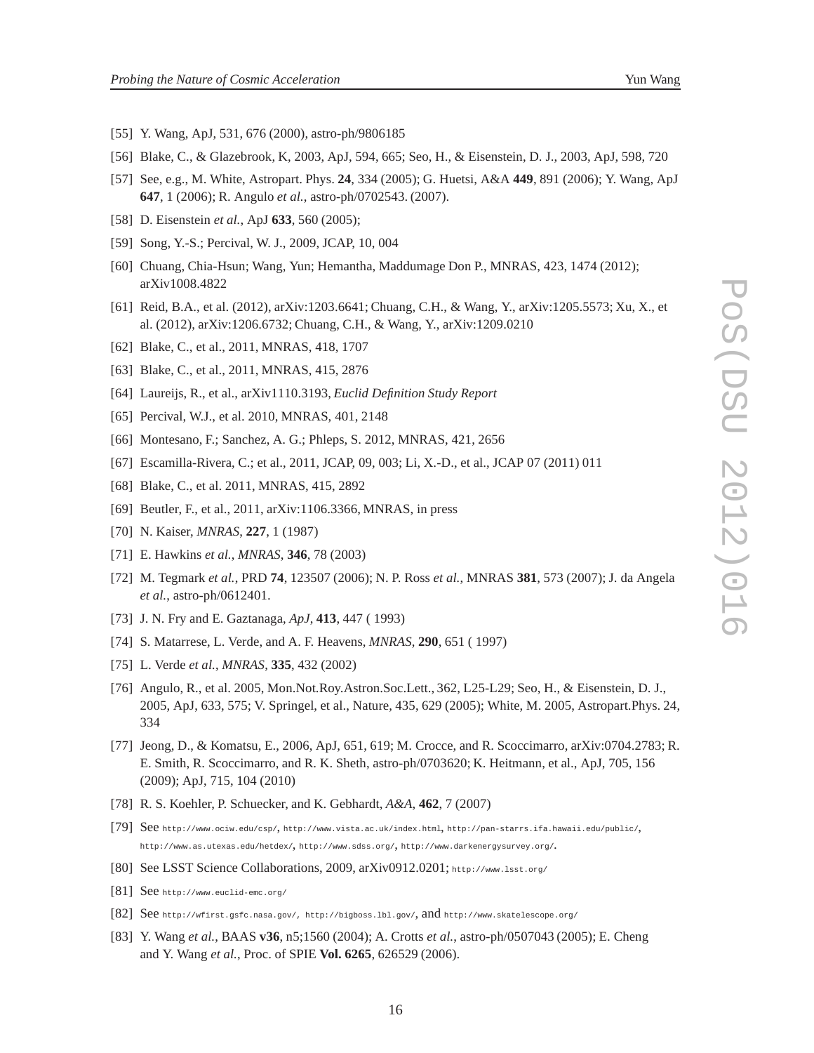[55] Y. Wang, ApJ, 531, 676 (2000), astro-ph/9806185

[56] Blake, C., & Glazebrook, K, 2003, ApJ, 594, 665; Seo, H., & Eisenstein, D. J., 2003, ApJ, 598, 720

[57] See, e.g., M. White, Astropart. Phys. **24**, 334 (2005); G. Huetsi, A&A **449**, 891 (2006); Y. Wang, ApJ **647**, 1 (2006); R. Angulo *et al.*, astro-ph/0702543. (2007).

[58] D. Eisenstein *et al.*, ApJ **633**, 560 (2005);

[59] Song, Y.-S.; Percival, W. J., 2009, JCAP, 10, 004

[60] Chuang, Chia-Hsun; Wang, Yun; Hemantha, Maddumage Don P., MNRAS, 423, 1474 (2012); arXiv1008.4822

[61] Reid, B.A., et al. (2012), arXiv:1203.6641; Chuang, C.H., & Wang, Y., arXiv:1205.5573; Xu, X., et al. (2012), arXiv:1206.6732; Chuang, C.H., & Wang, Y., arXiv:1209.0210

[62] Blake, C., et al., 2011, MNRAS, 418, 1707

[63] Blake, C., et al., 2011, MNRAS, 415, 2876

[64] Laureijs, R., et al., arXiv1110.3193, *Euclid Definition Study Report*

[65] Percival, W.J., et al. 2010, MNRAS, 401, 2148

[66] Montesano, F.; Sanchez, A. G.; Phleps, S. 2012, MNRAS, 421, 2656

[67] Escamilla-Rivera, C.; et al., 2011, JCAP, 09, 003; Li, X.-D., et al., JCAP 07 (2011) 011

[68] Blake, C., et al. 2011, MNRAS, 415, 2892

[69] Beutler, F., et al., 2011, arXiv:1106.3366, MNRAS, in press

[70] N. Kaiser, *MNRAS*, **227**, 1 (1987)

[71] E. Hawkins *et al.*, *MNRAS*, **346**, 78 (2003)

[72] M. Tegmark *et al.*, PRD **74**, 123507 (2006); N. P. Ross *et al.*, MNRAS **381**, 573 (2007); J. da Angela *et al.*, astro-ph/0612401.

[73] J. N. Fry and E. Gaztanaga, *ApJ*, **413**, 447 ( 1993)

[74] S. Matarrese, L. Verde, and A. F. Heavens, *MNRAS*, **290**, 651 ( 1997)

[75] L. Verde *et al.*, *MNRAS*, **335**, 432 (2002)

[76] Angulo, R., et al. 2005, Mon.Not.Roy.Astron.Soc.Lett., 362, L25-L29; Seo, H., & Eisenstein, D. J., 2005, ApJ, 633, 575; V. Springel, et al., Nature, 435, 629 (2005); White, M. 2005, Astropart.Phys. 24, 334

[77] Jeong, D., & Komatsu, E., 2006, ApJ, 651, 619; M. Crocce, and R. Scoccimarro, arXiv:0704.2783; R. E. Smith, R. Scoccimarro, and R. K. Sheth, astro-ph/0703620; K. Heitmann, et al., ApJ, 705, 156 (2009); ApJ, 715, 104 (2010)

[78] R. S. Koehler, P. Schuecker, and K. Gebhardt, *A&A*, **462**, 7 (2007)

[79] See http://www.ociw.edu/csp/, http://www.vista.ac.uk/index.html, http://pan-starrs.ifa.hawaii.edu/public/, http://www.as.utexas.edu/hetdex/, http://www.sdss.org/, http://www.darkenergysurvey.org/.

[80] See LSST Science Collaborations, 2009, arXiv0912.0201; http://www.lsst.org/

[81] See http://www.euclid-emc.org/

[82] See http://wfirst.gsfc.nasa.gov/, http://bigboss.lbl.gov/, and http://www.skatelescope.org/

[83] Y. Wang *et al.*, BAAS **v36**, n5;1560 (2004); A. Crotts *et al.*, astro-ph/0507043 (2005); E. Cheng and Y. Wang *et al.*, Proc. of SPIE **Vol. 6265**, 626529 (2006).